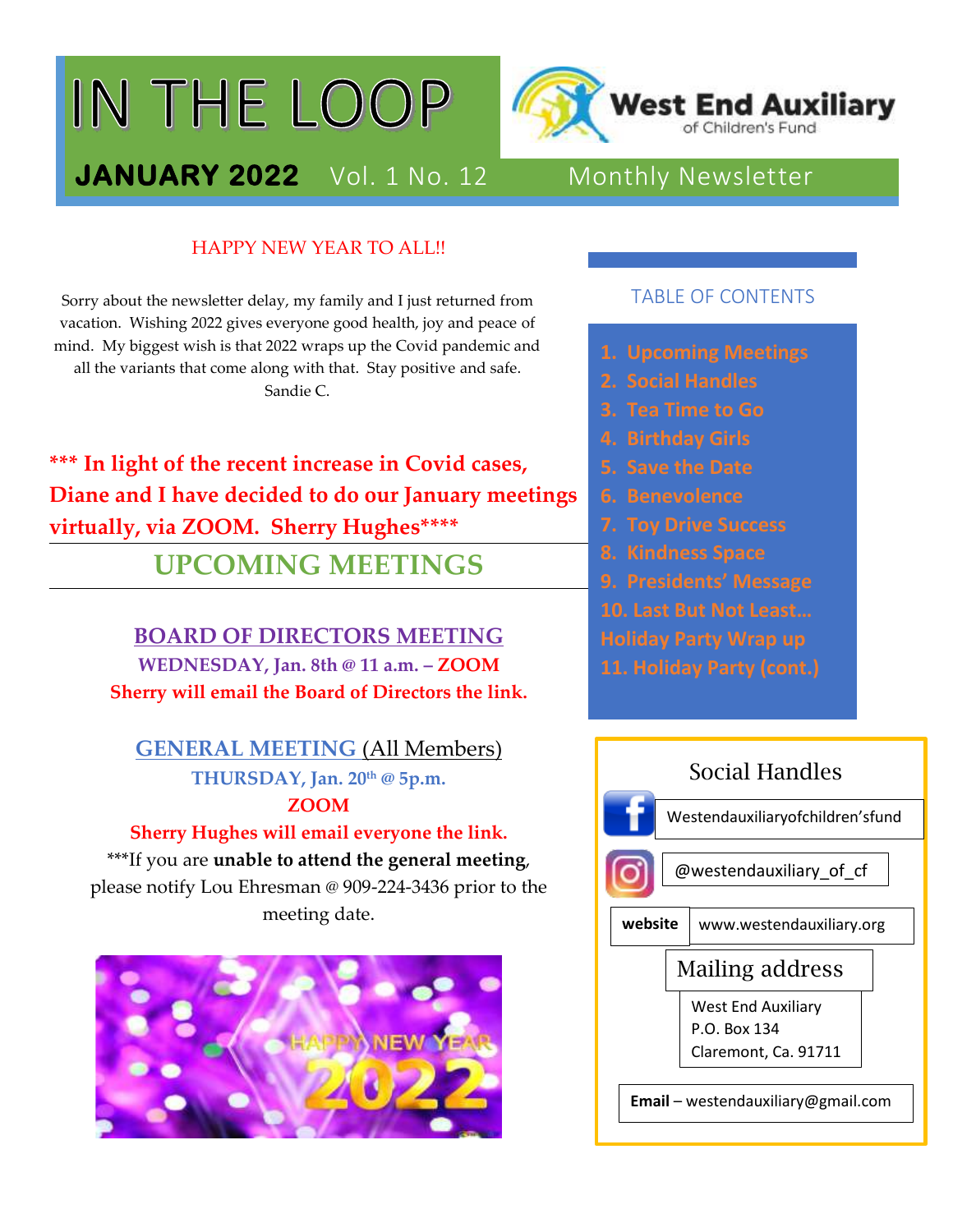# IN THE LOOP

West End Auxiliary of Children's Fund

**JANUARY 2022** Vol. 1 No. 12 Monthly Newsletter

HAPPY NEW YEAR TO ALL!!

Sorry about the newsletter delay, my family and I just returned from vacation. Wishing 2022 gives everyone good health, joy and peace of mind. My biggest wish is that 2022 wraps up the Covid pandemic and all the variants that come along with that. Stay positive and safe. Sandie C.

**\*\*\* In light of the recent increase in Covid cases, Diane and I have decided to do our January meetings virtually, via ZOOM. Sherry Hughes\*\*\*\***

## UPCOMING MEETINGS

### BOARD OF DIRECTORS MEETING

**WEDNESDAY, Jan. 8th @ 11 a.m. – ZOOM**

**Sherry will email the Board of Directors the link.**

### GENERAL MEETING (All Members)

**THURSDAY, Jan. 20th @ 5p.m.**

**ZOOM**

**Sherry Hughes will email everyone the link.**

\*\*\*If you are **unable to attend the general meeting**, please notify Lou Ehresman @ 909-224-3436 prior to the meeting date.

## TABLE OF CONTENTS

1. Upcoming Meetings
2. Social Handles
3. Tea Time to Go
4. Birthday Girls
5. Save the Date
6. Benevolence
7. Toy Drive Success
8. Kindness Space
9. Presidents' Message
10. Last But Not Least… Holiday Party Wrap up
11. Holiday Party (cont.)

## Social Handles

Facebook: Westendauxiliaryofchildren'sfund

Instagram: @westendauxiliary_of_cf

**website** www.westendauxiliary.org

**Mailing address**

West End Auxiliary
P.O. Box 134
Claremont, Ca. 91711

**Email** – westendauxiliary@gmail.com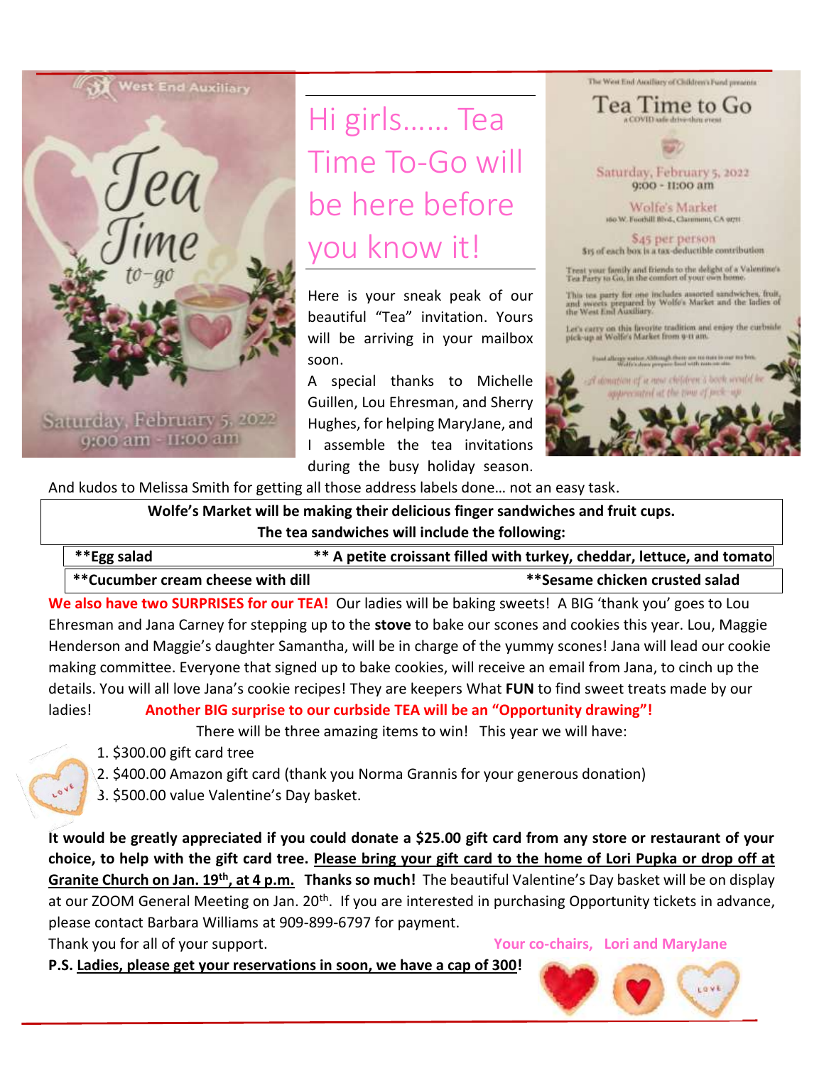# Hi girls…… Tea Time To-Go will be here before you know it!

Here is your sneak peak of our beautiful "Tea" invitation. Yours will be arriving in your mailbox soon.

A special thanks to Michelle Guillen, Lou Ehresman, and Sherry Hughes, for helping MaryJane, and I assemble the tea invitations during the busy holiday season. And kudos to Melissa Smith for getting all those address labels done… not an easy task.

**Wolfe's Market will be making their delicious finger sandwiches and fruit cups. The tea sandwiches will include the following:**

| | |
|---|---|
| **\*\*Egg salad** | **\*\* A petite croissant filled with turkey, cheddar, lettuce, and tomato** |
| **\*\*Cucumber cream cheese with dill** | **\*\*Sesame chicken crusted salad** |

**We also have two SURPRISES for our TEA!** Our ladies will be baking sweets! A BIG 'thank you' goes to Lou Ehresman and Jana Carney for stepping up to the **stove** to bake our scones and cookies this year. Lou, Maggie Henderson and Maggie's daughter Samantha, will be in charge of the yummy scones! Jana will lead our cookie making committee. Everyone that signed up to bake cookies, will receive an email from Jana, to cinch up the details. You will all love Jana's cookie recipes! They are keepers What **FUN** to find sweet treats made by our ladies! **Another BIG surprise to our curbside TEA will be an "Opportunity drawing"!**

There will be three amazing items to win! This year we will have:

1. $300.00 gift card tree
2. $400.00 Amazon gift card (thank you Norma Grannis for your generous donation)
3. $500.00 value Valentine's Day basket.

**It would be greatly appreciated if you could donate a $25.00 gift card from any store or restaurant of your choice, to help with the gift card tree. <u>Please bring your gift card to the home of Lori Pupka or drop off at Granite Church on Jan. 19th, at 4 p.m.</u> Thanks so much!** The beautiful Valentine's Day basket will be on display at our ZOOM General Meeting on Jan. 20th. If you are interested in purchasing Opportunity tickets in advance, please contact Barbara Williams at 909-899-6797 for payment.

Thank you for all of your support.

**Your co-chairs, Lori and MaryJane**

**P.S. <u>Ladies, please get your reservations in soon, we have a cap of 300</u>!**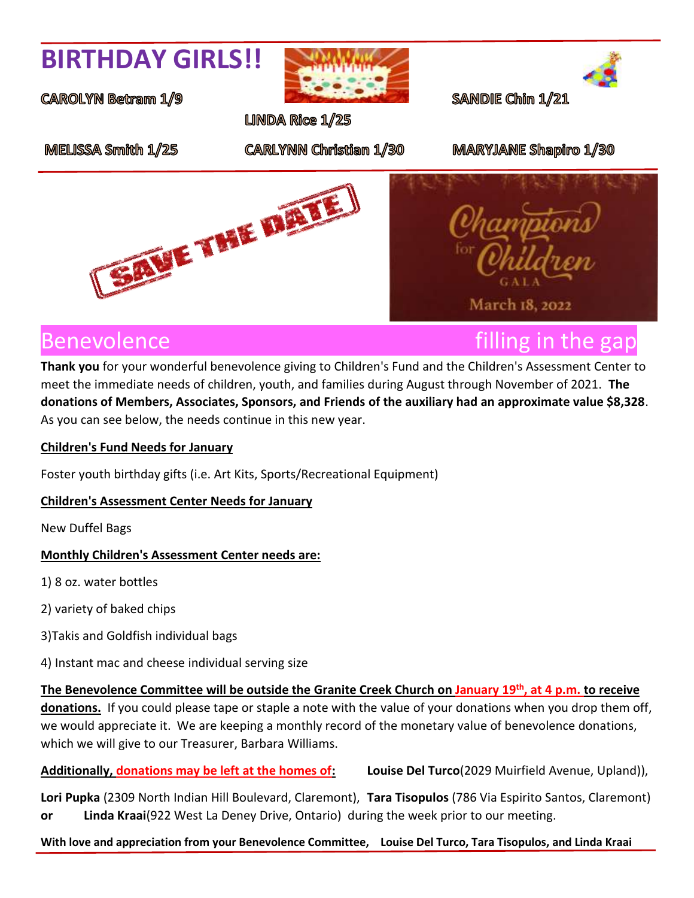# BIRTHDAY GIRLS!!

CAROLYN Betram 1/9

SANDIE Chin 1/21

LINDA Rice 1/25

MELISSA Smith 1/25

CARLYNN Christian 1/30

MARYJANE Shapiro 1/30

SAVE THE DATE

Champions for Children GALA

March 18, 2022

## Benevolence filling in the gap

**Thank you** for your wonderful benevolence giving to Children's Fund and the Children's Assessment Center to meet the immediate needs of children, youth, and families during August through November of 2021. **The donations of Members, Associates, Sponsors, and Friends of the auxiliary had an approximate value $8,328**. As you can see below, the needs continue in this new year.

**Children's Fund Needs for January**

Foster youth birthday gifts (i.e. Art Kits, Sports/Recreational Equipment)

**Children's Assessment Center Needs for January**

New Duffel Bags

**Monthly Children's Assessment Center needs are:**

1) 8 oz. water bottles

2) variety of baked chips

3)Takis and Goldfish individual bags

4) Instant mac and cheese individual serving size

**The Benevolence Committee will be outside the Granite Creek Church on January 19th, at 4 p.m. to receive donations.** If you could please tape or staple a note with the value of your donations when you drop them off, we would appreciate it. We are keeping a monthly record of the monetary value of benevolence donations, which we will give to our Treasurer, Barbara Williams.

**Additionally, donations may be left at the homes of:** **Louise Del Turco**(2029 Muirfield Avenue, Upland)), **Lori Pupka** (2309 North Indian Hill Boulevard, Claremont), **Tara Tisopulos** (786 Via Espirito Santos, Claremont) **or** **Linda Kraai**(922 West La Deney Drive, Ontario) during the week prior to our meeting.

**With love and appreciation from your Benevolence Committee, Louise Del Turco, Tara Tisopulos, and Linda Kraai**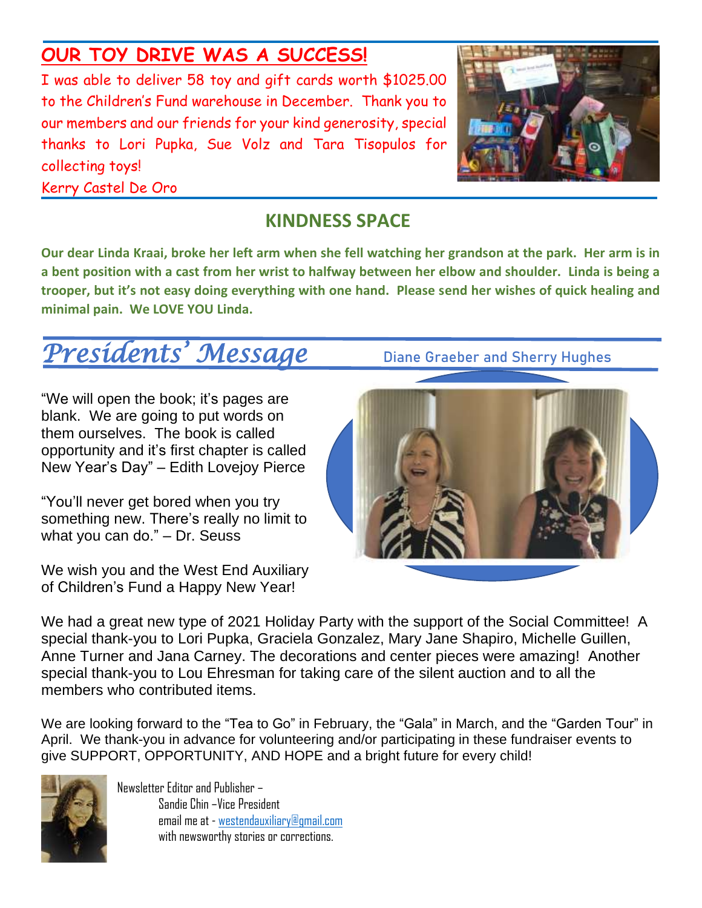## OUR TOY DRIVE WAS A SUCCESS!

I was able to deliver 58 toy and gift cards worth $1025.00 to the Children's Fund warehouse in December. Thank you to our members and our friends for your kind generosity, special thanks to Lori Pupka, Sue Volz and Tara Tisopulos for collecting toys!

Kerry Castel De Oro

## KINDNESS SPACE

**Our dear Linda Kraai, broke her left arm when she fell watching her grandson at the park. Her arm is in a bent position with a cast from her wrist to halfway between her elbow and shoulder. Linda is being a trooper, but it's not easy doing everything with one hand. Please send her wishes of quick healing and minimal pain. We LOVE YOU Linda.**

# *Presidents' Message*

**Diane Graeber and Sherry Hughes**

"We will open the book; it's pages are blank. We are going to put words on them ourselves. The book is called opportunity and it's first chapter is called New Year's Day" – Edith Lovejoy Pierce

"You'll never get bored when you try something new. There's really no limit to what you can do." – Dr. Seuss

We wish you and the West End Auxiliary of Children's Fund a Happy New Year!

We had a great new type of 2021 Holiday Party with the support of the Social Committee! A special thank-you to Lori Pupka, Graciela Gonzalez, Mary Jane Shapiro, Michelle Guillen, Anne Turner and Jana Carney. The decorations and center pieces were amazing! Another special thank-you to Lou Ehresman for taking care of the silent auction and to all the members who contributed items.

We are looking forward to the "Tea to Go" in February, the "Gala" in March, and the "Garden Tour" in April. We thank-you in advance for volunteering and/or participating in these fundraiser events to give SUPPORT, OPPORTUNITY, AND HOPE and a bright future for every child!

Newsletter Editor and Publisher –
Sandie Chin –Vice President
email me at - westendauxiliary@gmail.com
with newsworthy stories or corrections.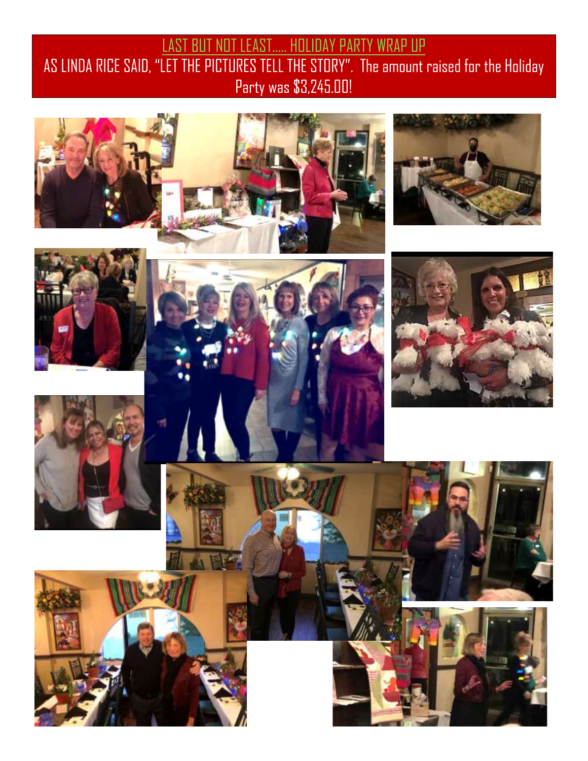## LAST BUT NOT LEAST….. HOLIDAY PARTY WRAP UP

AS LINDA RICE SAID, "LET THE PICTURES TELL THE STORY". The amount raised for the Holiday Party was $3,245.00!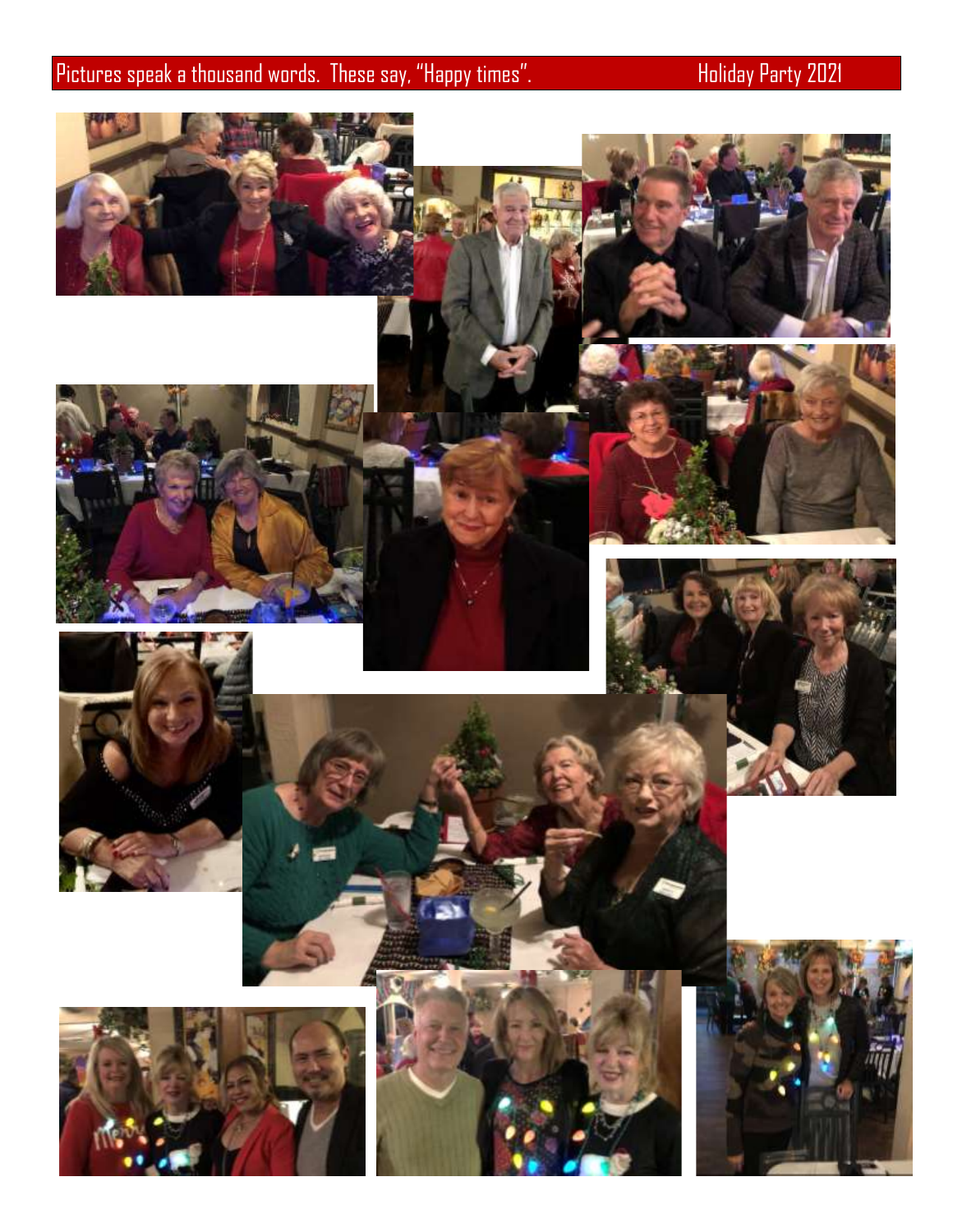Pictures speak a thousand words. These say, "Happy times".

Holiday Party 2021